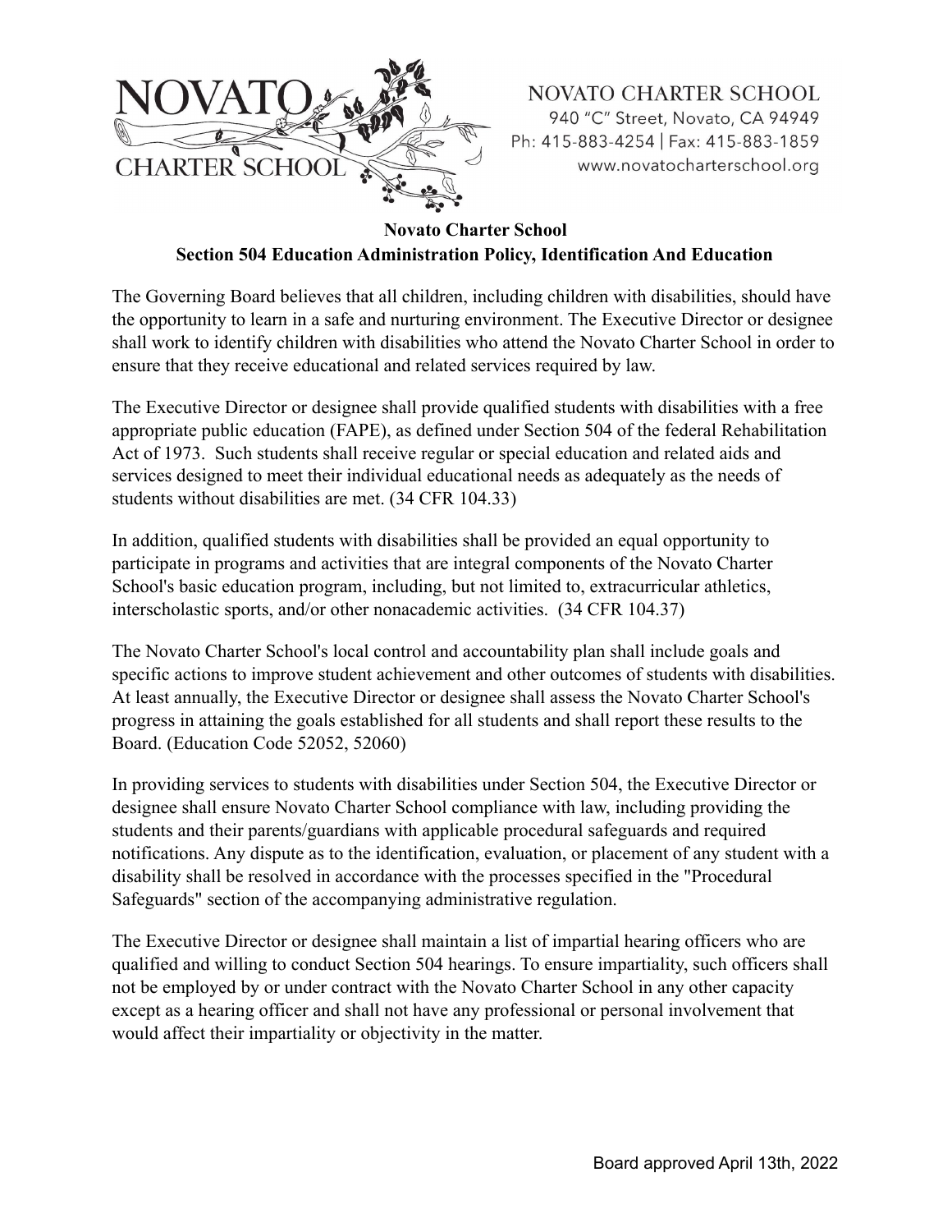NOVATO CHARTER SCHOOL
940 "C" Street, Novato, CA 94949
Ph: 415-883-4254 | Fax: 415-883-1859
www.novatocharterschool.org

**Novato Charter School**
**Section 504 Education Administration Policy, Identification And Education**

The Governing Board believes that all children, including children with disabilities, should have the opportunity to learn in a safe and nurturing environment. The Executive Director or designee shall work to identify children with disabilities who attend the Novato Charter School in order to ensure that they receive educational and related services required by law.

The Executive Director or designee shall provide qualified students with disabilities with a free appropriate public education (FAPE), as defined under Section 504 of the federal Rehabilitation Act of 1973. Such students shall receive regular or special education and related aids and services designed to meet their individual educational needs as adequately as the needs of students without disabilities are met. (34 CFR 104.33)

In addition, qualified students with disabilities shall be provided an equal opportunity to participate in programs and activities that are integral components of the Novato Charter School's basic education program, including, but not limited to, extracurricular athletics, interscholastic sports, and/or other nonacademic activities. (34 CFR 104.37)

The Novato Charter School's local control and accountability plan shall include goals and specific actions to improve student achievement and other outcomes of students with disabilities. At least annually, the Executive Director or designee shall assess the Novato Charter School's progress in attaining the goals established for all students and shall report these results to the Board. (Education Code 52052, 52060)

In providing services to students with disabilities under Section 504, the Executive Director or designee shall ensure Novato Charter School compliance with law, including providing the students and their parents/guardians with applicable procedural safeguards and required notifications. Any dispute as to the identification, evaluation, or placement of any student with a disability shall be resolved in accordance with the processes specified in the "Procedural Safeguards" section of the accompanying administrative regulation.

The Executive Director or designee shall maintain a list of impartial hearing officers who are qualified and willing to conduct Section 504 hearings. To ensure impartiality, such officers shall not be employed by or under contract with the Novato Charter School in any other capacity except as a hearing officer and shall not have any professional or personal involvement that would affect their impartiality or objectivity in the matter.

Board approved April 13th, 2022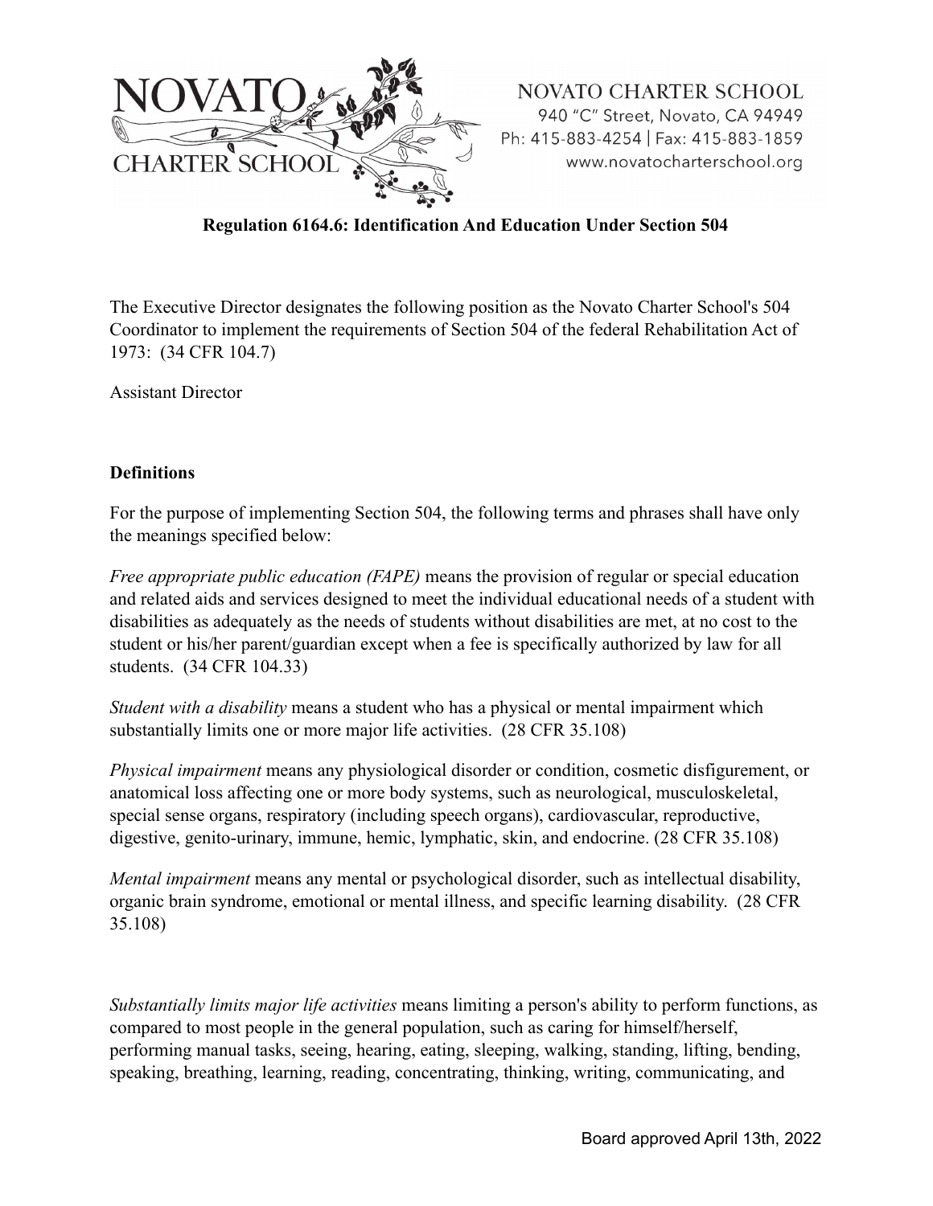**Regulation 6164.6: Identification And Education Under Section 504**

The Executive Director designates the following position as the Novato Charter School's 504 Coordinator to implement the requirements of Section 504 of the federal Rehabilitation Act of 1973: (34 CFR 104.7)

Assistant Director

**Definitions**

For the purpose of implementing Section 504, the following terms and phrases shall have only the meanings specified below:

*Free appropriate public education (FAPE)* means the provision of regular or special education and related aids and services designed to meet the individual educational needs of a student with disabilities as adequately as the needs of students without disabilities are met, at no cost to the student or his/her parent/guardian except when a fee is specifically authorized by law for all students. (34 CFR 104.33)

*Student with a disability* means a student who has a physical or mental impairment which substantially limits one or more major life activities. (28 CFR 35.108)

*Physical impairment* means any physiological disorder or condition, cosmetic disfigurement, or anatomical loss affecting one or more body systems, such as neurological, musculoskeletal, special sense organs, respiratory (including speech organs), cardiovascular, reproductive, digestive, genito-urinary, immune, hemic, lymphatic, skin, and endocrine. (28 CFR 35.108)

*Mental impairment* means any mental or psychological disorder, such as intellectual disability, organic brain syndrome, emotional or mental illness, and specific learning disability. (28 CFR 35.108)

*Substantially limits major life activities* means limiting a person's ability to perform functions, as compared to most people in the general population, such as caring for himself/herself, performing manual tasks, seeing, hearing, eating, sleeping, walking, standing, lifting, bending, speaking, breathing, learning, reading, concentrating, thinking, writing, communicating, and

Board approved April 13th, 2022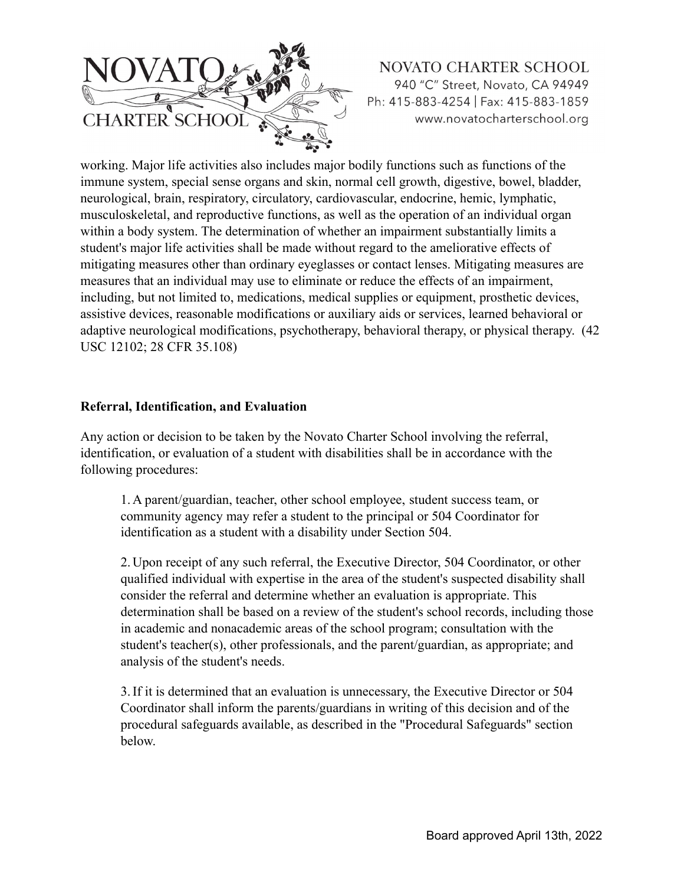working. Major life activities also includes major bodily functions such as functions of the immune system, special sense organs and skin, normal cell growth, digestive, bowel, bladder, neurological, brain, respiratory, circulatory, cardiovascular, endocrine, hemic, lymphatic, musculoskeletal, and reproductive functions, as well as the operation of an individual organ within a body system. The determination of whether an impairment substantially limits a student's major life activities shall be made without regard to the ameliorative effects of mitigating measures other than ordinary eyeglasses or contact lenses. Mitigating measures are measures that an individual may use to eliminate or reduce the effects of an impairment, including, but not limited to, medications, medical supplies or equipment, prosthetic devices, assistive devices, reasonable modifications or auxiliary aids or services, learned behavioral or adaptive neurological modifications, psychotherapy, behavioral therapy, or physical therapy. (42 USC 12102; 28 CFR 35.108)

**Referral, Identification, and Evaluation**

Any action or decision to be taken by the Novato Charter School involving the referral, identification, or evaluation of a student with disabilities shall be in accordance with the following procedures:

1. A parent/guardian, teacher, other school employee, student success team, or community agency may refer a student to the principal or 504 Coordinator for identification as a student with a disability under Section 504.

2. Upon receipt of any such referral, the Executive Director, 504 Coordinator, or other qualified individual with expertise in the area of the student's suspected disability shall consider the referral and determine whether an evaluation is appropriate. This determination shall be based on a review of the student's school records, including those in academic and nonacademic areas of the school program; consultation with the student's teacher(s), other professionals, and the parent/guardian, as appropriate; and analysis of the student's needs.

3. If it is determined that an evaluation is unnecessary, the Executive Director or 504 Coordinator shall inform the parents/guardians in writing of this decision and of the procedural safeguards available, as described in the "Procedural Safeguards" section below.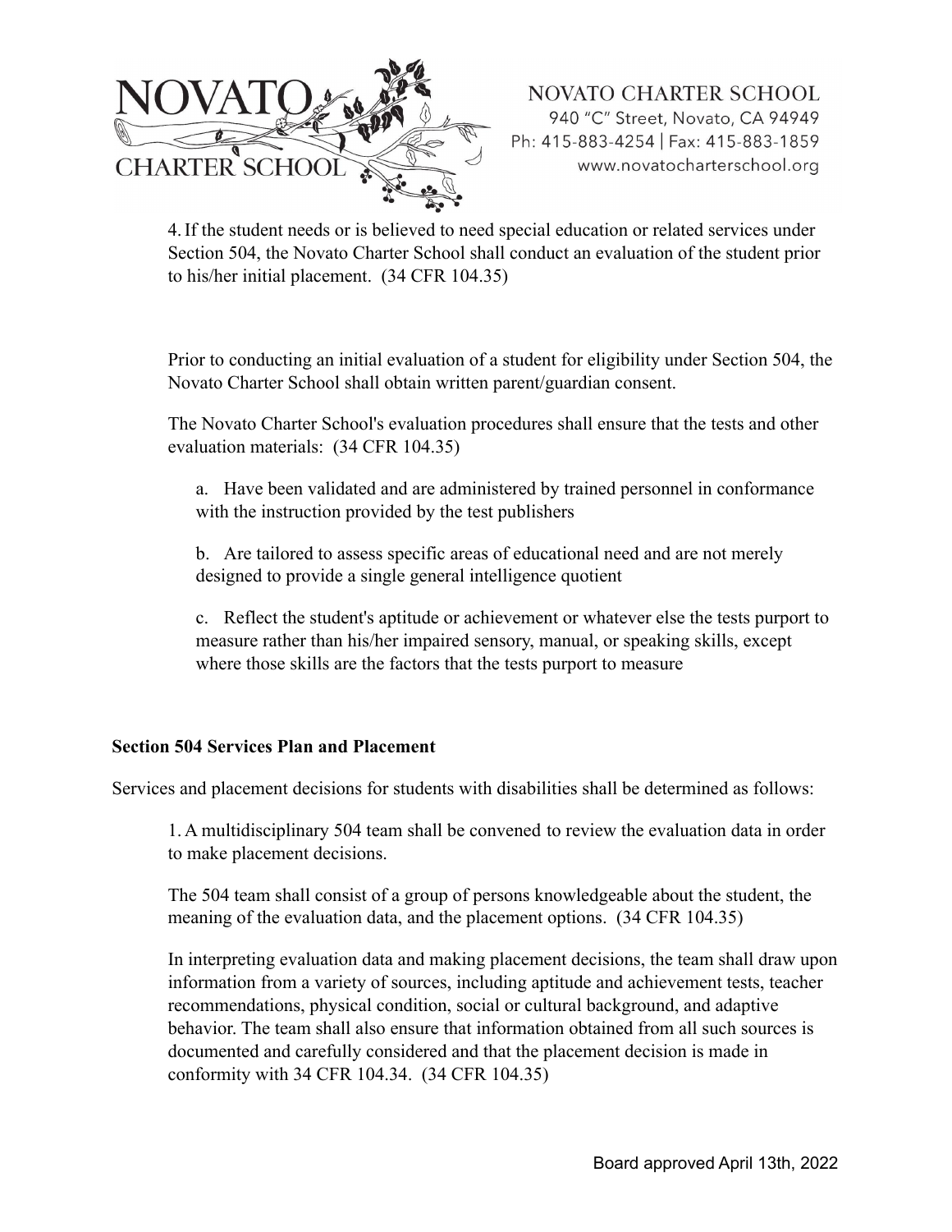4. If the student needs or is believed to need special education or related services under Section 504, the Novato Charter School shall conduct an evaluation of the student prior to his/her initial placement. (34 CFR 104.35)

Prior to conducting an initial evaluation of a student for eligibility under Section 504, the Novato Charter School shall obtain written parent/guardian consent.

The Novato Charter School's evaluation procedures shall ensure that the tests and other evaluation materials: (34 CFR 104.35)

a. Have been validated and are administered by trained personnel in conformance with the instruction provided by the test publishers

b. Are tailored to assess specific areas of educational need and are not merely designed to provide a single general intelligence quotient

c. Reflect the student's aptitude or achievement or whatever else the tests purport to measure rather than his/her impaired sensory, manual, or speaking skills, except where those skills are the factors that the tests purport to measure

**Section 504 Services Plan and Placement**

Services and placement decisions for students with disabilities shall be determined as follows:

1. A multidisciplinary 504 team shall be convened to review the evaluation data in order to make placement decisions.

The 504 team shall consist of a group of persons knowledgeable about the student, the meaning of the evaluation data, and the placement options. (34 CFR 104.35)

In interpreting evaluation data and making placement decisions, the team shall draw upon information from a variety of sources, including aptitude and achievement tests, teacher recommendations, physical condition, social or cultural background, and adaptive behavior. The team shall also ensure that information obtained from all such sources is documented and carefully considered and that the placement decision is made in conformity with 34 CFR 104.34. (34 CFR 104.35)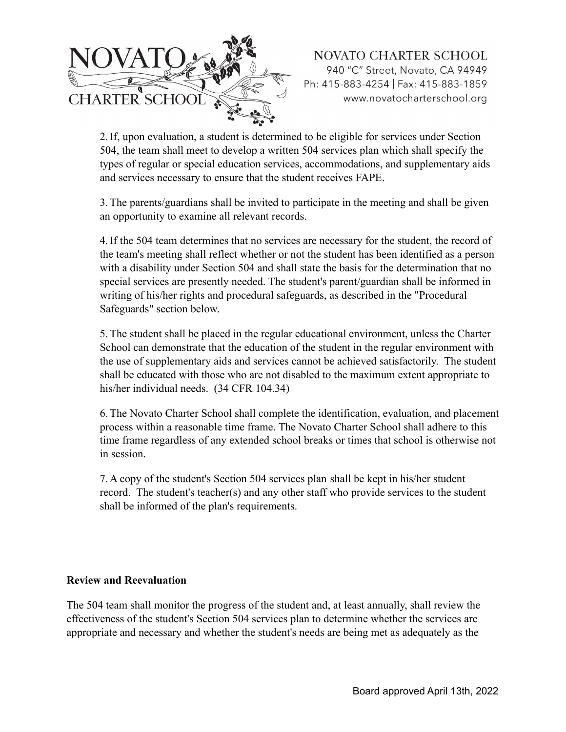2. If, upon evaluation, a student is determined to be eligible for services under Section 504, the team shall meet to develop a written 504 services plan which shall specify the types of regular or special education services, accommodations, and supplementary aids and services necessary to ensure that the student receives FAPE.

3. The parents/guardians shall be invited to participate in the meeting and shall be given an opportunity to examine all relevant records.

4. If the 504 team determines that no services are necessary for the student, the record of the team's meeting shall reflect whether or not the student has been identified as a person with a disability under Section 504 and shall state the basis for the determination that no special services are presently needed. The student's parent/guardian shall be informed in writing of his/her rights and procedural safeguards, as described in the "Procedural Safeguards" section below.

5. The student shall be placed in the regular educational environment, unless the Charter School can demonstrate that the education of the student in the regular environment with the use of supplementary aids and services cannot be achieved satisfactorily. The student shall be educated with those who are not disabled to the maximum extent appropriate to his/her individual needs. (34 CFR 104.34)

6. The Novato Charter School shall complete the identification, evaluation, and placement process within a reasonable time frame. The Novato Charter School shall adhere to this time frame regardless of any extended school breaks or times that school is otherwise not in session.

7. A copy of the student's Section 504 services plan shall be kept in his/her student record. The student's teacher(s) and any other staff who provide services to the student shall be informed of the plan's requirements.

**Review and Reevaluation**

The 504 team shall monitor the progress of the student and, at least annually, shall review the effectiveness of the student's Section 504 services plan to determine whether the services are appropriate and necessary and whether the student's needs are being met as adequately as the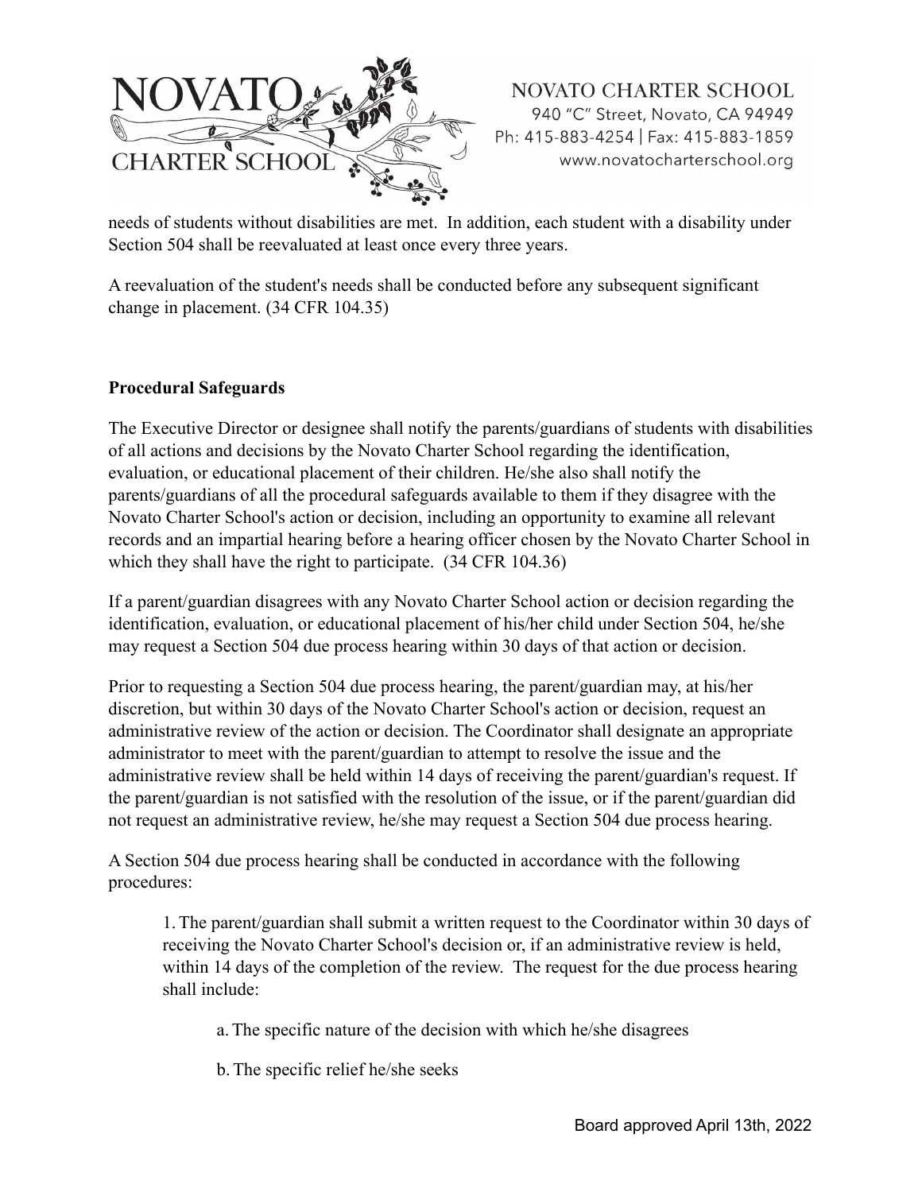needs of students without disabilities are met. In addition, each student with a disability under Section 504 shall be reevaluated at least once every three years.

A reevaluation of the student's needs shall be conducted before any subsequent significant change in placement. (34 CFR 104.35)

**Procedural Safeguards**

The Executive Director or designee shall notify the parents/guardians of students with disabilities of all actions and decisions by the Novato Charter School regarding the identification, evaluation, or educational placement of their children. He/she also shall notify the parents/guardians of all the procedural safeguards available to them if they disagree with the Novato Charter School's action or decision, including an opportunity to examine all relevant records and an impartial hearing before a hearing officer chosen by the Novato Charter School in which they shall have the right to participate. (34 CFR 104.36)

If a parent/guardian disagrees with any Novato Charter School action or decision regarding the identification, evaluation, or educational placement of his/her child under Section 504, he/she may request a Section 504 due process hearing within 30 days of that action or decision.

Prior to requesting a Section 504 due process hearing, the parent/guardian may, at his/her discretion, but within 30 days of the Novato Charter School's action or decision, request an administrative review of the action or decision. The Coordinator shall designate an appropriate administrator to meet with the parent/guardian to attempt to resolve the issue and the administrative review shall be held within 14 days of receiving the parent/guardian's request. If the parent/guardian is not satisfied with the resolution of the issue, or if the parent/guardian did not request an administrative review, he/she may request a Section 504 due process hearing.

A Section 504 due process hearing shall be conducted in accordance with the following procedures:

1. The parent/guardian shall submit a written request to the Coordinator within 30 days of receiving the Novato Charter School's decision or, if an administrative review is held, within 14 days of the completion of the review. The request for the due process hearing shall include:

    a. The specific nature of the decision with which he/she disagrees

    b. The specific relief he/she seeks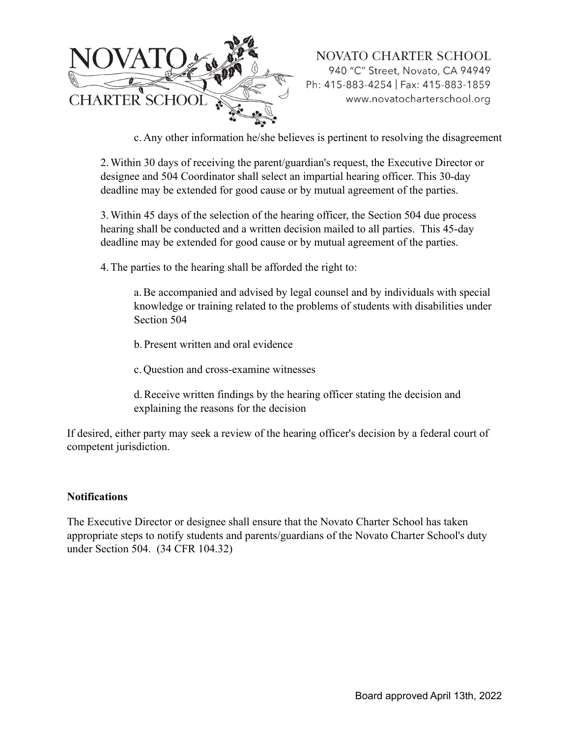c. Any other information he/she believes is pertinent to resolving the disagreement

2. Within 30 days of receiving the parent/guardian's request, the Executive Director or designee and 504 Coordinator shall select an impartial hearing officer. This 30-day deadline may be extended for good cause or by mutual agreement of the parties.

3. Within 45 days of the selection of the hearing officer, the Section 504 due process hearing shall be conducted and a written decision mailed to all parties. This 45-day deadline may be extended for good cause or by mutual agreement of the parties.

4. The parties to the hearing shall be afforded the right to:

   a. Be accompanied and advised by legal counsel and by individuals with special knowledge or training related to the problems of students with disabilities under Section 504

   b. Present written and oral evidence

   c. Question and cross-examine witnesses

   d. Receive written findings by the hearing officer stating the decision and explaining the reasons for the decision

If desired, either party may seek a review of the hearing officer's decision by a federal court of competent jurisdiction.

**Notifications**

The Executive Director or designee shall ensure that the Novato Charter School has taken appropriate steps to notify students and parents/guardians of the Novato Charter School's duty under Section 504. (34 CFR 104.32)

Board approved April 13th, 2022